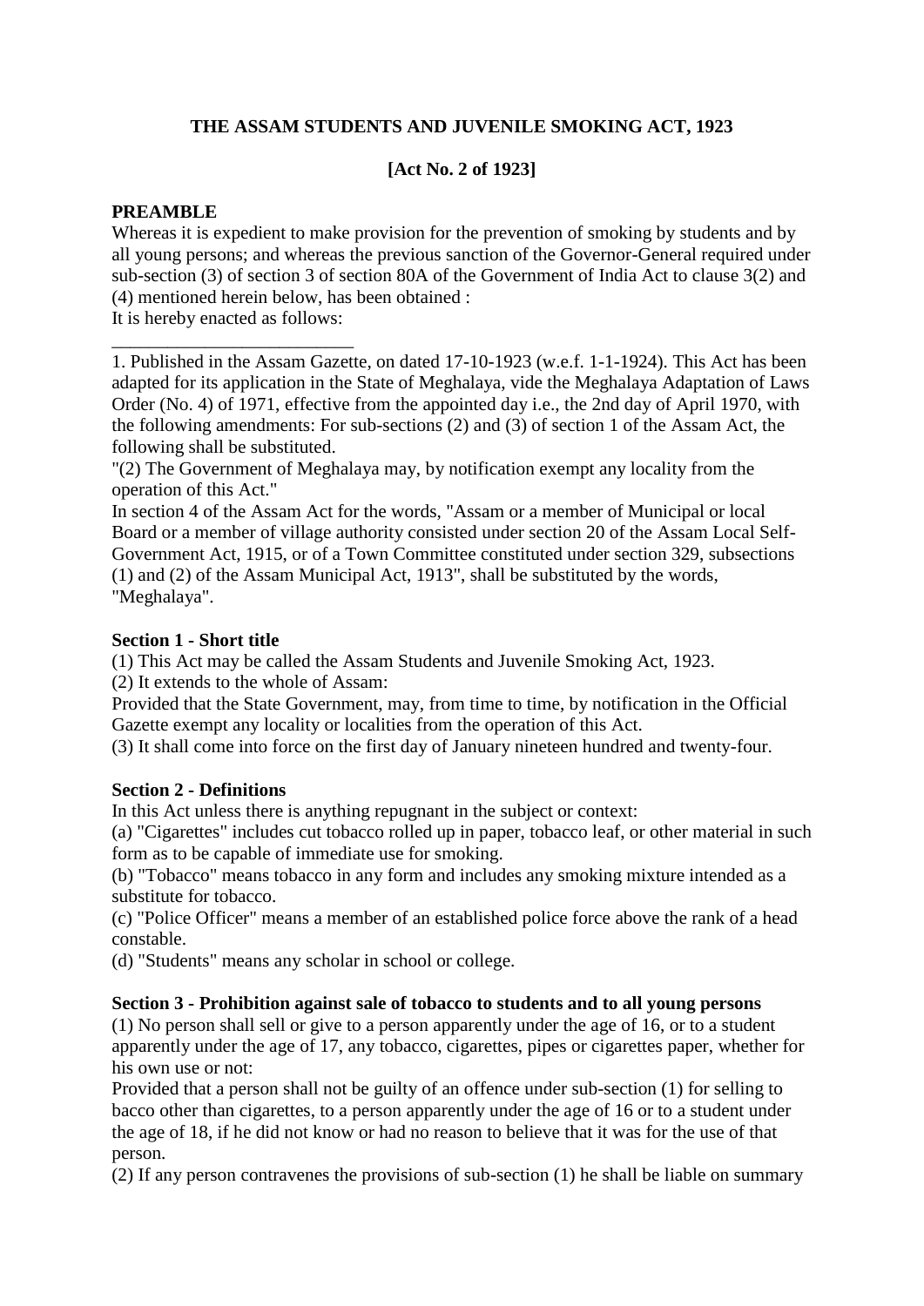## THE ASSAM STUDENTS AND JUVENILE SMOKING ACT, 1923

### [Act No. 2 of 1923]

**PREAMBLE**

Whereas it is expedient to make provision for the prevention of smoking by students and by all young persons; and whereas the previous sanction of the Governor-General required under sub-section (3) of section 3 of section 80A of the Government of India Act to clause 3(2) and (4) mentioned herein below, has been obtained :

It is hereby enacted as follows:

___________________________

1. Published in the Assam Gazette, on dated 17-10-1923 (w.e.f. 1-1-1924). This Act has been adapted for its application in the State of Meghalaya, vide the Meghalaya Adaptation of Laws Order (No. 4) of 1971, effective from the appointed day i.e., the 2nd day of April 1970, with the following amendments: For sub-sections (2) and (3) of section 1 of the Assam Act, the following shall be substituted.

"(2) The Government of Meghalaya may, by notification exempt any locality from the operation of this Act."

In section 4 of the Assam Act for the words, "Assam or a member of Municipal or local Board or a member of village authority consisted under section 20 of the Assam Local Self-Government Act, 1915, or of a Town Committee constituted under section 329, subsections (1) and (2) of the Assam Municipal Act, 1913", shall be substituted by the words, "Meghalaya".

**Section 1 - Short title**

(1) This Act may be called the Assam Students and Juvenile Smoking Act, 1923.

(2) It extends to the whole of Assam:

Provided that the State Government, may, from time to time, by notification in the Official Gazette exempt any locality or localities from the operation of this Act.

(3) It shall come into force on the first day of January nineteen hundred and twenty-four.

**Section 2 - Definitions**

In this Act unless there is anything repugnant in the subject or context:

(a) "Cigarettes" includes cut tobacco rolled up in paper, tobacco leaf, or other material in such form as to be capable of immediate use for smoking.

(b) "Tobacco" means tobacco in any form and includes any smoking mixture intended as a substitute for tobacco.

(c) "Police Officer" means a member of an established police force above the rank of a head constable.

(d) "Students" means any scholar in school or college.

**Section 3 - Prohibition against sale of tobacco to students and to all young persons**

(1) No person shall sell or give to a person apparently under the age of 16, or to a student apparently under the age of 17, any tobacco, cigarettes, pipes or cigarettes paper, whether for his own use or not:

Provided that a person shall not be guilty of an offence under sub-section (1) for selling to bacco other than cigarettes, to a person apparently under the age of 16 or to a student under the age of 18, if he did not know or had no reason to believe that it was for the use of that person.

(2) If any person contravenes the provisions of sub-section (1) he shall be liable on summary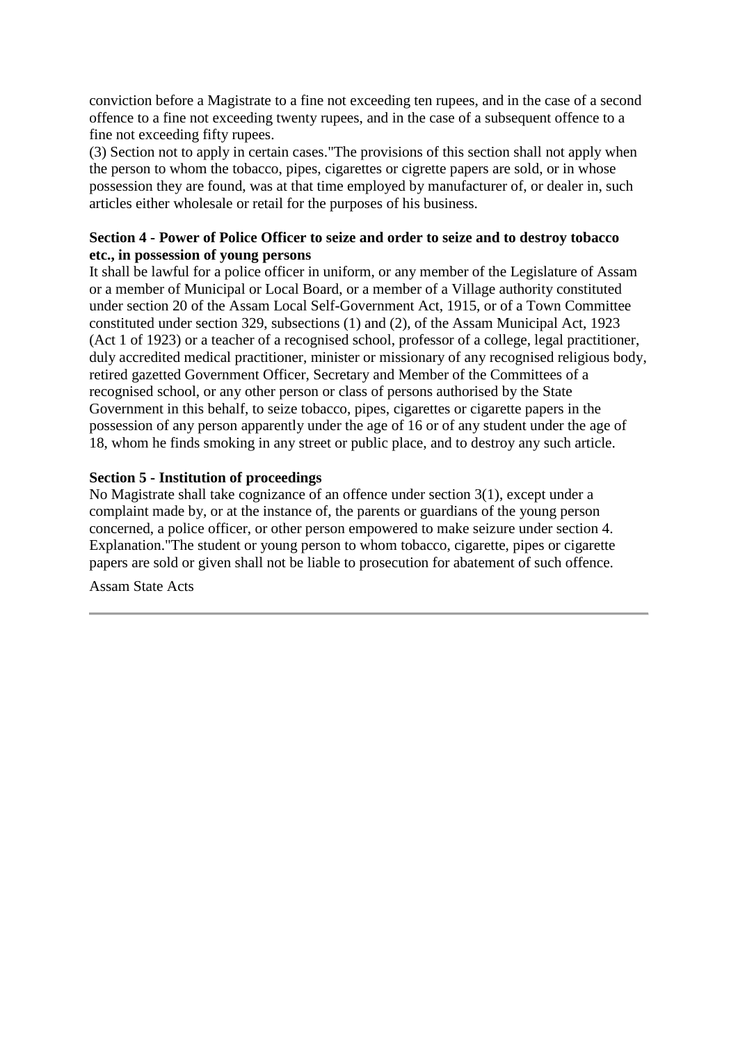conviction before a Magistrate to a fine not exceeding ten rupees, and in the case of a second offence to a fine not exceeding twenty rupees, and in the case of a subsequent offence to a fine not exceeding fifty rupees.

(3) Section not to apply in certain cases."The provisions of this section shall not apply when the person to whom the tobacco, pipes, cigarettes or cigrette papers are sold, or in whose possession they are found, was at that time employed by manufacturer of, or dealer in, such articles either wholesale or retail for the purposes of his business.

**Section 4 - Power of Police Officer to seize and order to seize and to destroy tobacco etc., in possession of young persons**

It shall be lawful for a police officer in uniform, or any member of the Legislature of Assam or a member of Municipal or Local Board, or a member of a Village authority constituted under section 20 of the Assam Local Self-Government Act, 1915, or of a Town Committee constituted under section 329, subsections (1) and (2), of the Assam Municipal Act, 1923 (Act 1 of 1923) or a teacher of a recognised school, professor of a college, legal practitioner, duly accredited medical practitioner, minister or missionary of any recognised religious body, retired gazetted Government Officer, Secretary and Member of the Committees of a recognised school, or any other person or class of persons authorised by the State Government in this behalf, to seize tobacco, pipes, cigarettes or cigarette papers in the possession of any person apparently under the age of 16 or of any student under the age of 18, whom he finds smoking in any street or public place, and to destroy any such article.

**Section 5 - Institution of proceedings**

No Magistrate shall take cognizance of an offence under section 3(1), except under a complaint made by, or at the instance of, the parents or guardians of the young person concerned, a police officer, or other person empowered to make seizure under section 4. Explanation."The student or young person to whom tobacco, cigarette, pipes or cigarette papers are sold or given shall not be liable to prosecution for abatement of such offence.

Assam State Acts